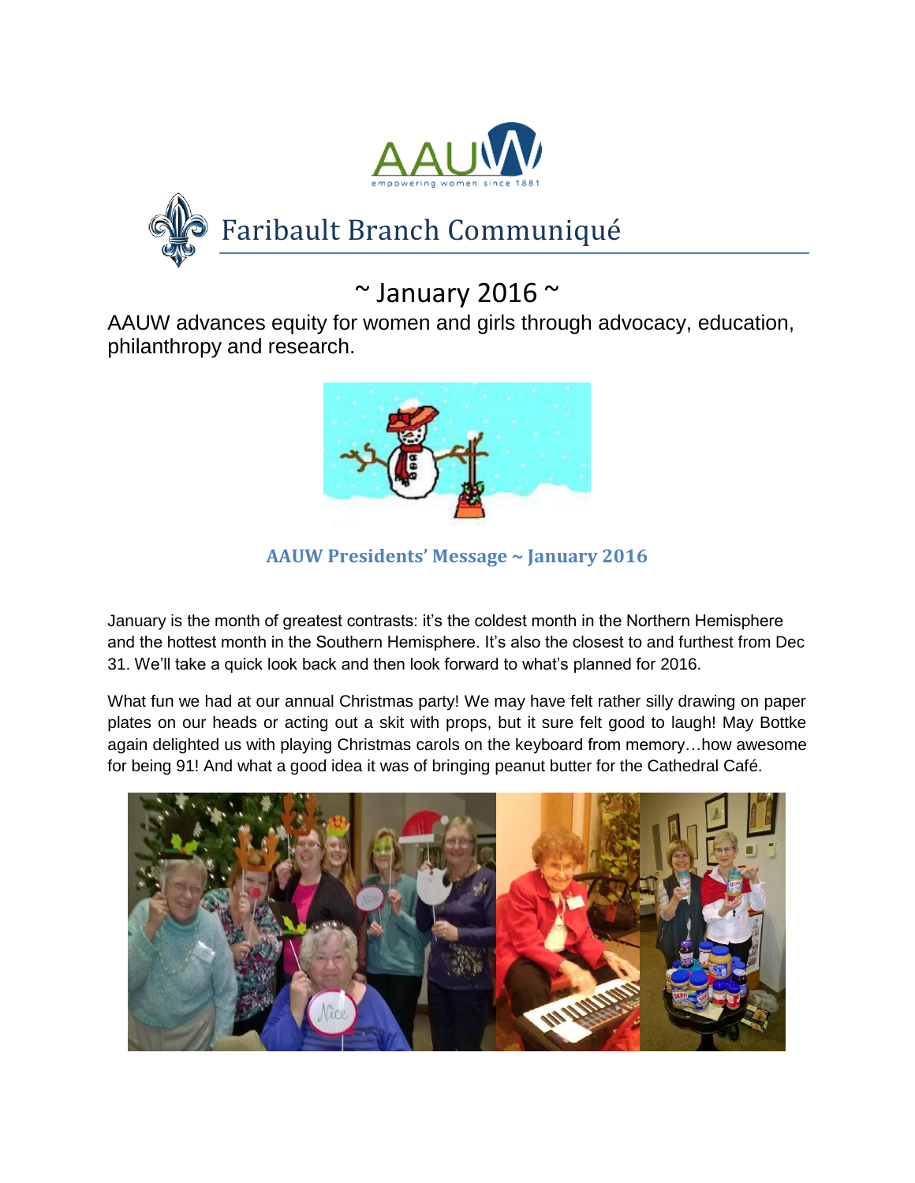# Faribault Branch Communiqué

## ~ January 2016 ~

AAUW advances equity for women and girls through advocacy, education, philanthropy and research.

### AAUW Presidents' Message ~ January 2016

January is the month of greatest contrasts: it's the coldest month in the Northern Hemisphere and the hottest month in the Southern Hemisphere. It's also the closest to and furthest from Dec 31. We'll take a quick look back and then look forward to what's planned for 2016.

What fun we had at our annual Christmas party! We may have felt rather silly drawing on paper plates on our heads or acting out a skit with props, but it sure felt good to laugh! May Bottke again delighted us with playing Christmas carols on the keyboard from memory…how awesome for being 91! And what a good idea it was of bringing peanut butter for the Cathedral Café.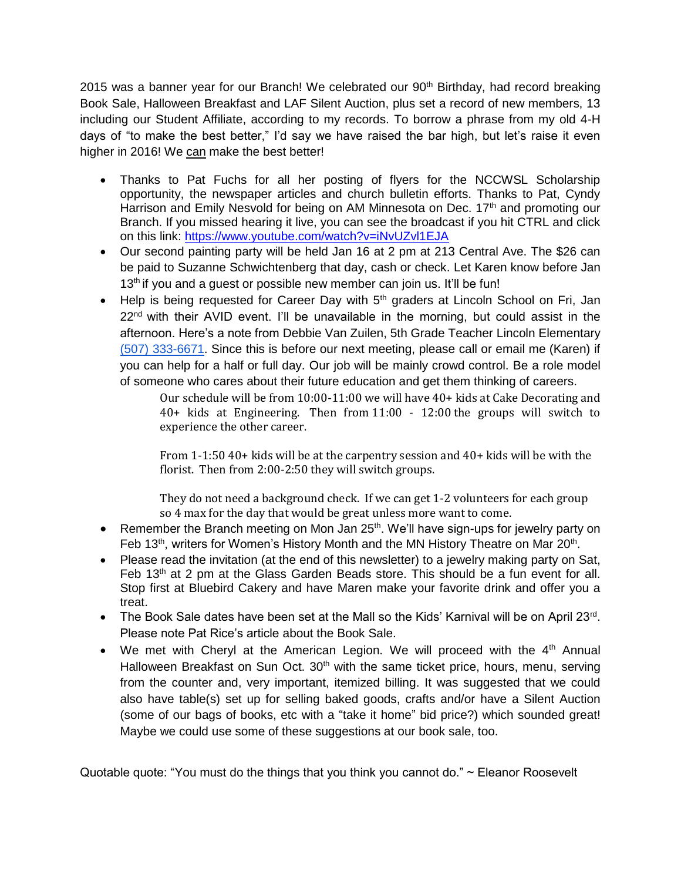2015 was a banner year for our Branch! We celebrated our 90th Birthday, had record breaking Book Sale, Halloween Breakfast and LAF Silent Auction, plus set a record of new members, 13 including our Student Affiliate, according to my records. To borrow a phrase from my old 4-H days of "to make the best better," I'd say we have raised the bar high, but let's raise it even higher in 2016! We can make the best better!

- Thanks to Pat Fuchs for all her posting of flyers for the NCCWSL Scholarship opportunity, the newspaper articles and church bulletin efforts. Thanks to Pat, Cyndy Harrison and Emily Nesvold for being on AM Minnesota on Dec. 17th and promoting our Branch. If you missed hearing it live, you can see the broadcast if you hit CTRL and click on this link: https://www.youtube.com/watch?v=iNvUZvl1EJA
- Our second painting party will be held Jan 16 at 2 pm at 213 Central Ave. The $26 can be paid to Suzanne Schwichtenberg that day, cash or check. Let Karen know before Jan 13th if you and a guest or possible new member can join us. It'll be fun!
- Help is being requested for Career Day with 5th graders at Lincoln School on Fri, Jan 22nd with their AVID event. I'll be unavailable in the morning, but could assist in the afternoon. Here's a note from Debbie Van Zuilen, 5th Grade Teacher Lincoln Elementary (507) 333-6671. Since this is before our next meeting, please call or email me (Karen) if you can help for a half or full day. Our job will be mainly crowd control. Be a role model of someone who cares about their future education and get them thinking of careers.

  > Our schedule will be from 10:00-11:00 we will have 40+ kids at Cake Decorating and 40+ kids at Engineering. Then from 11:00 - 12:00 the groups will switch to experience the other career.
  >
  > From 1-1:50 40+ kids will be at the carpentry session and 40+ kids will be with the florist. Then from 2:00-2:50 they will switch groups.
  >
  > They do not need a background check. If we can get 1-2 volunteers for each group so 4 max for the day that would be great unless more want to come.

- Remember the Branch meeting on Mon Jan 25th. We'll have sign-ups for jewelry party on Feb 13th, writers for Women's History Month and the MN History Theatre on Mar 20th.
- Please read the invitation (at the end of this newsletter) to a jewelry making party on Sat, Feb 13th at 2 pm at the Glass Garden Beads store. This should be a fun event for all. Stop first at Bluebird Cakery and have Maren make your favorite drink and offer you a treat.
- The Book Sale dates have been set at the Mall so the Kids' Karnival will be on April 23rd. Please note Pat Rice's article about the Book Sale.
- We met with Cheryl at the American Legion. We will proceed with the 4th Annual Halloween Breakfast on Sun Oct. 30th with the same ticket price, hours, menu, serving from the counter and, very important, itemized billing. It was suggested that we could also have table(s) set up for selling baked goods, crafts and/or have a Silent Auction (some of our bags of books, etc with a "take it home" bid price?) which sounded great! Maybe we could use some of these suggestions at our book sale, too.

Quotable quote: "You must do the things that you think you cannot do." ~ Eleanor Roosevelt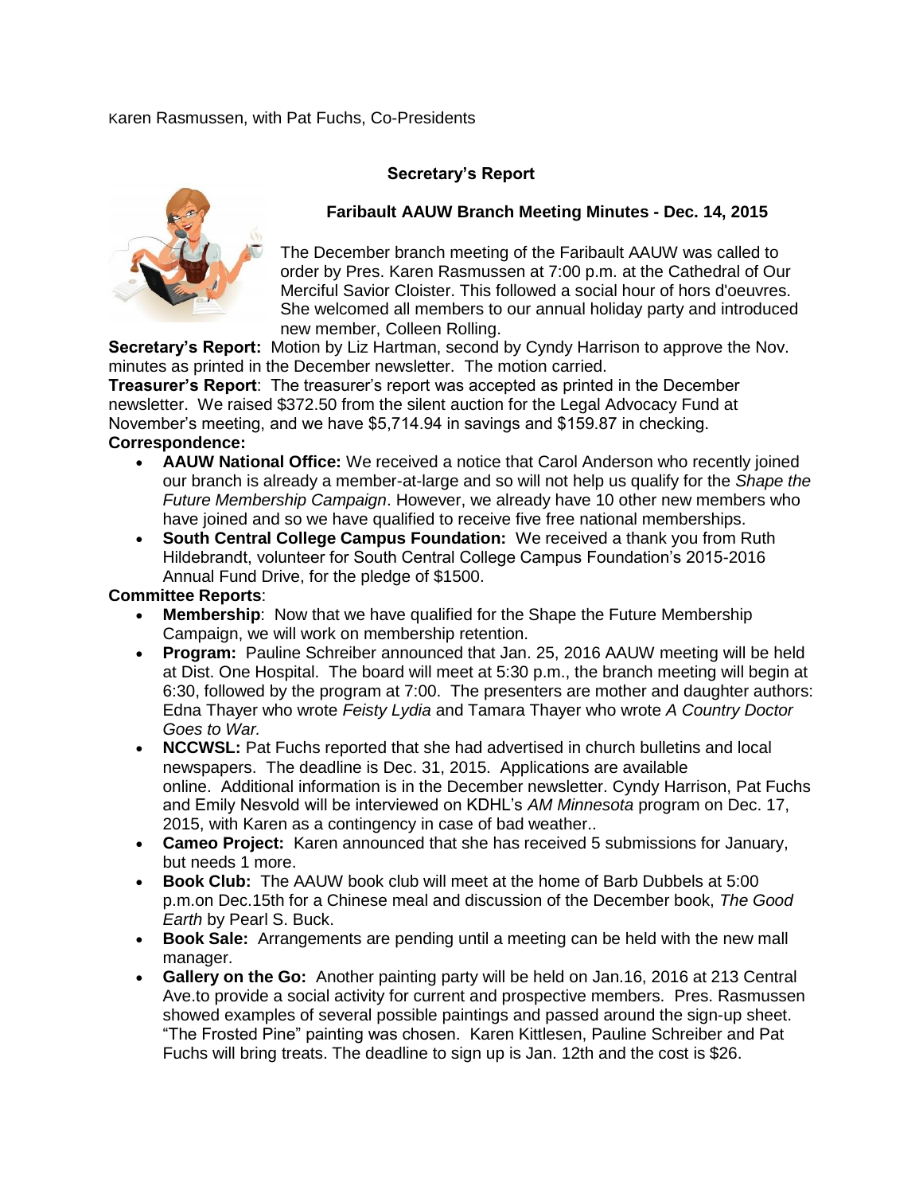Karen Rasmussen, with Pat Fuchs, Co-Presidents

### Secretary's Report

### Faribault AAUW Branch Meeting Minutes - Dec. 14, 2015

The December branch meeting of the Faribault AAUW was called to order by Pres. Karen Rasmussen at 7:00 p.m. at the Cathedral of Our Merciful Savior Cloister. This followed a social hour of hors d'oeuvres. She welcomed all members to our annual holiday party and introduced new member, Colleen Rolling.

**Secretary's Report:** Motion by Liz Hartman, second by Cyndy Harrison to approve the Nov. minutes as printed in the December newsletter. The motion carried.

**Treasurer's Report**: The treasurer's report was accepted as printed in the December newsletter. We raised $372.50 from the silent auction for the Legal Advocacy Fund at November's meeting, and we have $5,714.94 in savings and $159.87 in checking.

**Correspondence:**

- **AAUW National Office:** We received a notice that Carol Anderson who recently joined our branch is already a member-at-large and so will not help us qualify for the *Shape the Future Membership Campaign*. However, we already have 10 other new members who have joined and so we have qualified to receive five free national memberships.
- **South Central College Campus Foundation:** We received a thank you from Ruth Hildebrandt, volunteer for South Central College Campus Foundation's 2015-2016 Annual Fund Drive, for the pledge of $1500.

**Committee Reports**:

- **Membership**: Now that we have qualified for the Shape the Future Membership Campaign, we will work on membership retention.
- **Program:** Pauline Schreiber announced that Jan. 25, 2016 AAUW meeting will be held at Dist. One Hospital. The board will meet at 5:30 p.m., the branch meeting will begin at 6:30, followed by the program at 7:00. The presenters are mother and daughter authors: Edna Thayer who wrote *Feisty Lydia* and Tamara Thayer who wrote *A Country Doctor Goes to War.*
- **NCCWSL:** Pat Fuchs reported that she had advertised in church bulletins and local newspapers. The deadline is Dec. 31, 2015. Applications are available online. Additional information is in the December newsletter. Cyndy Harrison, Pat Fuchs and Emily Nesvold will be interviewed on KDHL's *AM Minnesota* program on Dec. 17, 2015, with Karen as a contingency in case of bad weather..
- **Cameo Project:** Karen announced that she has received 5 submissions for January, but needs 1 more.
- **Book Club:** The AAUW book club will meet at the home of Barb Dubbels at 5:00 p.m.on Dec.15th for a Chinese meal and discussion of the December book, *The Good Earth* by Pearl S. Buck.
- **Book Sale:** Arrangements are pending until a meeting can be held with the new mall manager.
- **Gallery on the Go:** Another painting party will be held on Jan.16, 2016 at 213 Central Ave.to provide a social activity for current and prospective members. Pres. Rasmussen showed examples of several possible paintings and passed around the sign-up sheet. "The Frosted Pine" painting was chosen. Karen Kittlesen, Pauline Schreiber and Pat Fuchs will bring treats. The deadline to sign up is Jan. 12th and the cost is $26.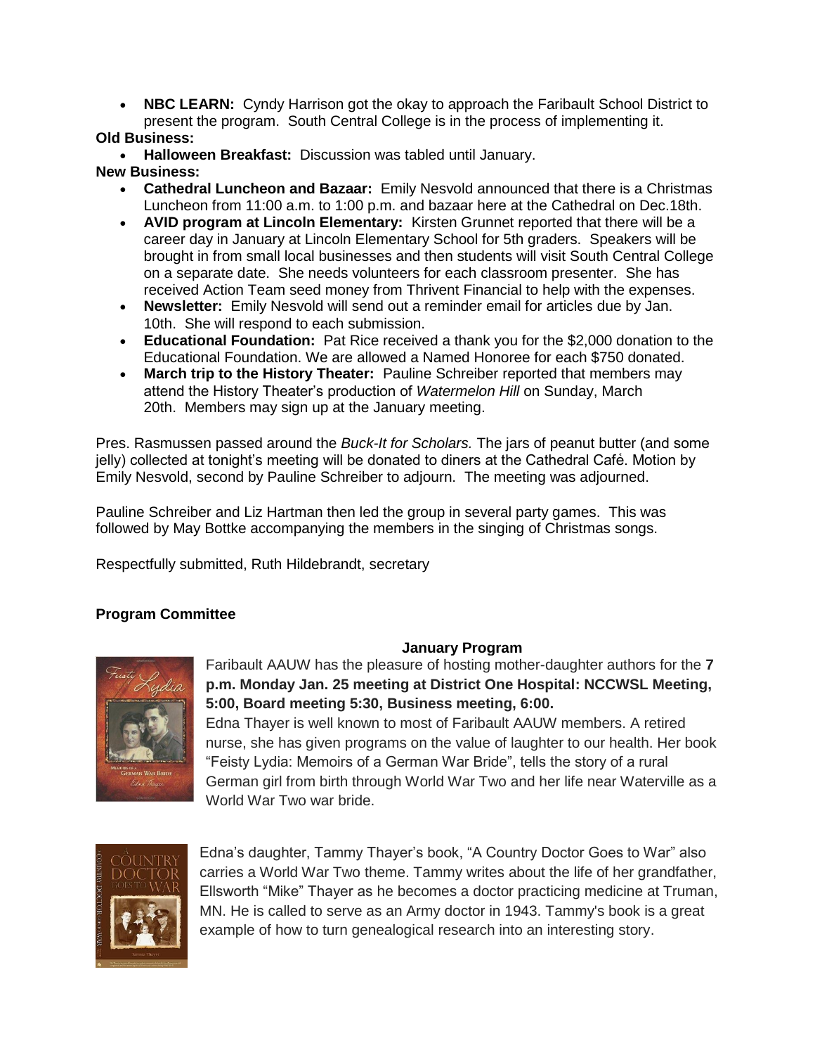- **NBC LEARN:** Cyndy Harrison got the okay to approach the Faribault School District to present the program. South Central College is in the process of implementing it.

**Old Business:**

- **Halloween Breakfast:** Discussion was tabled until January.

**New Business:**

- **Cathedral Luncheon and Bazaar:** Emily Nesvold announced that there is a Christmas Luncheon from 11:00 a.m. to 1:00 p.m. and bazaar here at the Cathedral on Dec.18th.
- **AVID program at Lincoln Elementary:** Kirsten Grunnet reported that there will be a career day in January at Lincoln Elementary School for 5th graders. Speakers will be brought in from small local businesses and then students will visit South Central College on a separate date. She needs volunteers for each classroom presenter. She has received Action Team seed money from Thrivent Financial to help with the expenses.
- **Newsletter:** Emily Nesvold will send out a reminder email for articles due by Jan. 10th. She will respond to each submission.
- **Educational Foundation:** Pat Rice received a thank you for the $2,000 donation to the Educational Foundation. We are allowed a Named Honoree for each $750 donated.
- **March trip to the History Theater:** Pauline Schreiber reported that members may attend the History Theater's production of *Watermelon Hill* on Sunday, March 20th. Members may sign up at the January meeting.

Pres. Rasmussen passed around the *Buck-It for Scholars.* The jars of peanut butter (and some jelly) collected at tonight's meeting will be donated to diners at the Cathedral Café. Motion by Emily Nesvold, second by Pauline Schreiber to adjourn. The meeting was adjourned.

Pauline Schreiber and Liz Hartman then led the group in several party games. This was followed by May Bottke accompanying the members in the singing of Christmas songs.

Respectfully submitted, Ruth Hildebrandt, secretary

**Program Committee**

**January Program**

Faribault AAUW has the pleasure of hosting mother-daughter authors for the **7 p.m. Monday Jan. 25 meeting at District One Hospital: NCCWSL Meeting, 5:00, Board meeting 5:30, Business meeting, 6:00.**

Edna Thayer is well known to most of Faribault AAUW members. A retired nurse, she has given programs on the value of laughter to our health. Her book "Feisty Lydia: Memoirs of a German War Bride", tells the story of a rural German girl from birth through World War Two and her life near Waterville as a World War Two war bride.

Edna's daughter, Tammy Thayer's book, "A Country Doctor Goes to War" also carries a World War Two theme. Tammy writes about the life of her grandfather, Ellsworth "Mike" Thayer as he becomes a doctor practicing medicine at Truman, MN. He is called to serve as an Army doctor in 1943. Tammy's book is a great example of how to turn genealogical research into an interesting story.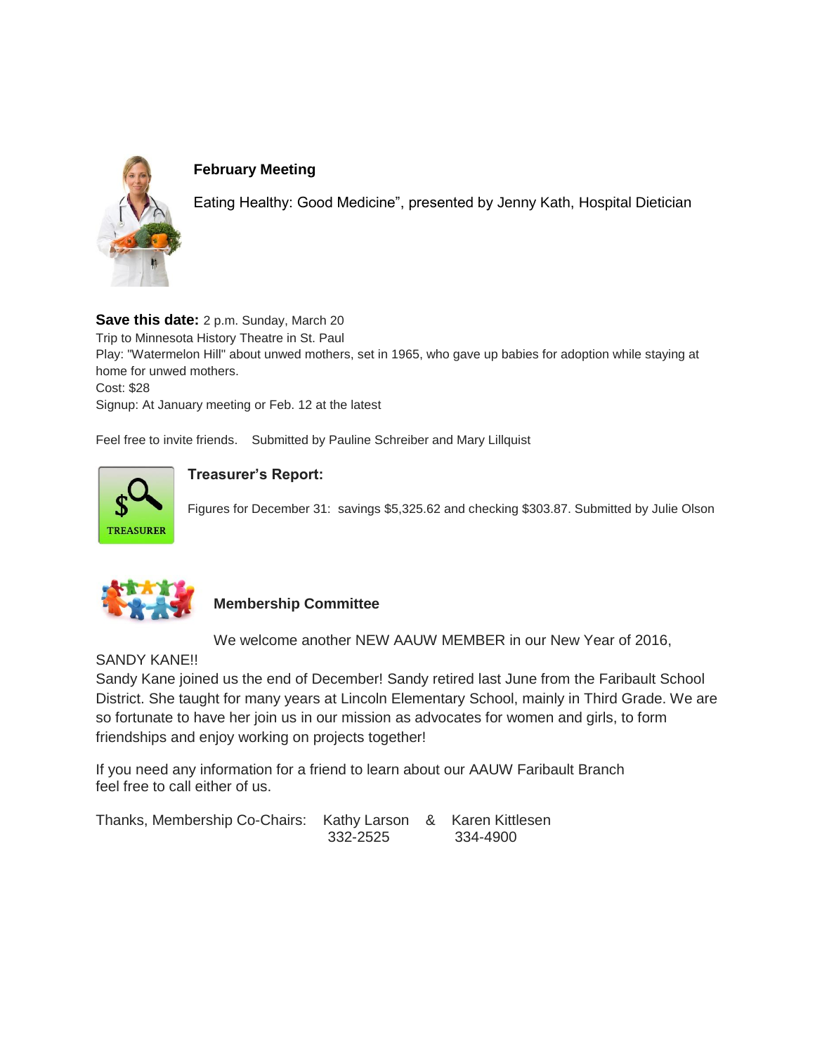## February Meeting

Eating Healthy: Good Medicine", presented by Jenny Kath, Hospital Dietician

**Save this date:** 2 p.m. Sunday, March 20
Trip to Minnesota History Theatre in St. Paul
Play: "Watermelon Hill" about unwed mothers, set in 1965, who gave up babies for adoption while staying at home for unwed mothers.
Cost: $28
Signup: At January meeting or Feb. 12 at the latest

Feel free to invite friends. Submitted by Pauline Schreiber and Mary Lillquist

## Treasurer's Report:

Figures for December 31: savings $5,325.62 and checking $303.87. Submitted by Julie Olson

## Membership Committee

We welcome another NEW AAUW MEMBER in our New Year of 2016, SANDY KANE!!

Sandy Kane joined us the end of December! Sandy retired last June from the Faribault School District. She taught for many years at Lincoln Elementary School, mainly in Third Grade. We are so fortunate to have her join us in our mission as advocates for women and girls, to form friendships and enjoy working on projects together!

If you need any information for a friend to learn about our AAUW Faribault Branch feel free to call either of us.

Thanks, Membership Co-Chairs: Kathy Larson & Karen Kittlesen
332-2525 334-4900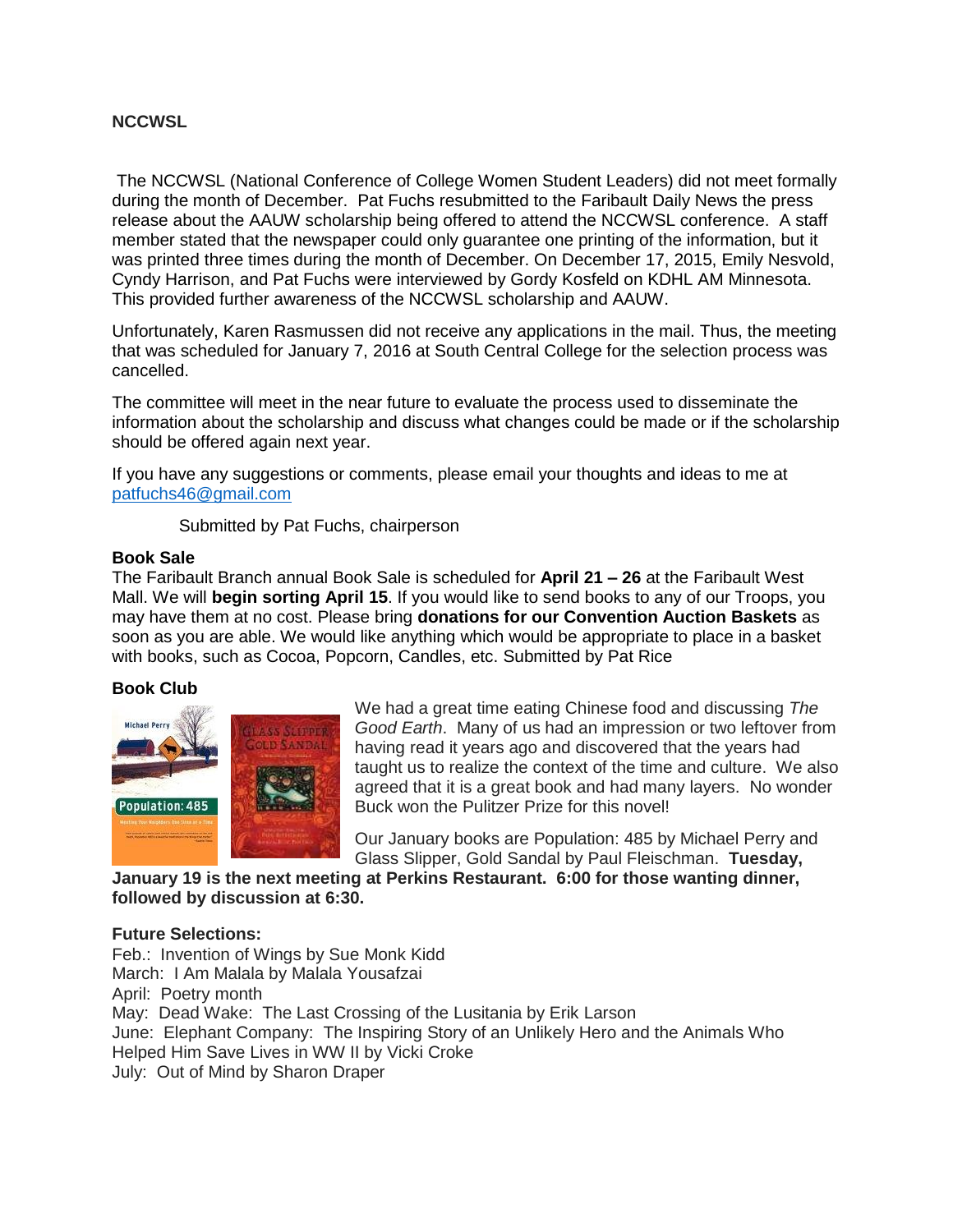**NCCWSL**

The NCCWSL (National Conference of College Women Student Leaders) did not meet formally during the month of December. Pat Fuchs resubmitted to the Faribault Daily News the press release about the AAUW scholarship being offered to attend the NCCWSL conference. A staff member stated that the newspaper could only guarantee one printing of the information, but it was printed three times during the month of December. On December 17, 2015, Emily Nesvold, Cyndy Harrison, and Pat Fuchs were interviewed by Gordy Kosfeld on KDHL AM Minnesota. This provided further awareness of the NCCWSL scholarship and AAUW.

Unfortunately, Karen Rasmussen did not receive any applications in the mail. Thus, the meeting that was scheduled for January 7, 2016 at South Central College for the selection process was cancelled.

The committee will meet in the near future to evaluate the process used to disseminate the information about the scholarship and discuss what changes could be made or if the scholarship should be offered again next year.

If you have any suggestions or comments, please email your thoughts and ideas to me at patfuchs46@gmail.com

Submitted by Pat Fuchs, chairperson

**Book Sale**

The Faribault Branch annual Book Sale is scheduled for **April 21 – 26** at the Faribault West Mall. We will **begin sorting April 15**. If you would like to send books to any of our Troops, you may have them at no cost. Please bring **donations for our Convention Auction Baskets** as soon as you are able. We would like anything which would be appropriate to place in a basket with books, such as Cocoa, Popcorn, Candles, etc. Submitted by Pat Rice

**Book Club**

We had a great time eating Chinese food and discussing *The Good Earth*. Many of us had an impression or two leftover from having read it years ago and discovered that the years had taught us to realize the context of the time and culture. We also agreed that it is a great book and had many layers. No wonder Buck won the Pulitzer Prize for this novel!

Our January books are Population: 485 by Michael Perry and Glass Slipper, Gold Sandal by Paul Fleischman. **Tuesday, January 19 is the next meeting at Perkins Restaurant. 6:00 for those wanting dinner, followed by discussion at 6:30.**

**Future Selections:**

Feb.: Invention of Wings by Sue Monk Kidd
March: I Am Malala by Malala Yousafzai
April: Poetry month
May: Dead Wake: The Last Crossing of the Lusitania by Erik Larson
June: Elephant Company: The Inspiring Story of an Unlikely Hero and the Animals Who Helped Him Save Lives in WW II by Vicki Croke
July: Out of Mind by Sharon Draper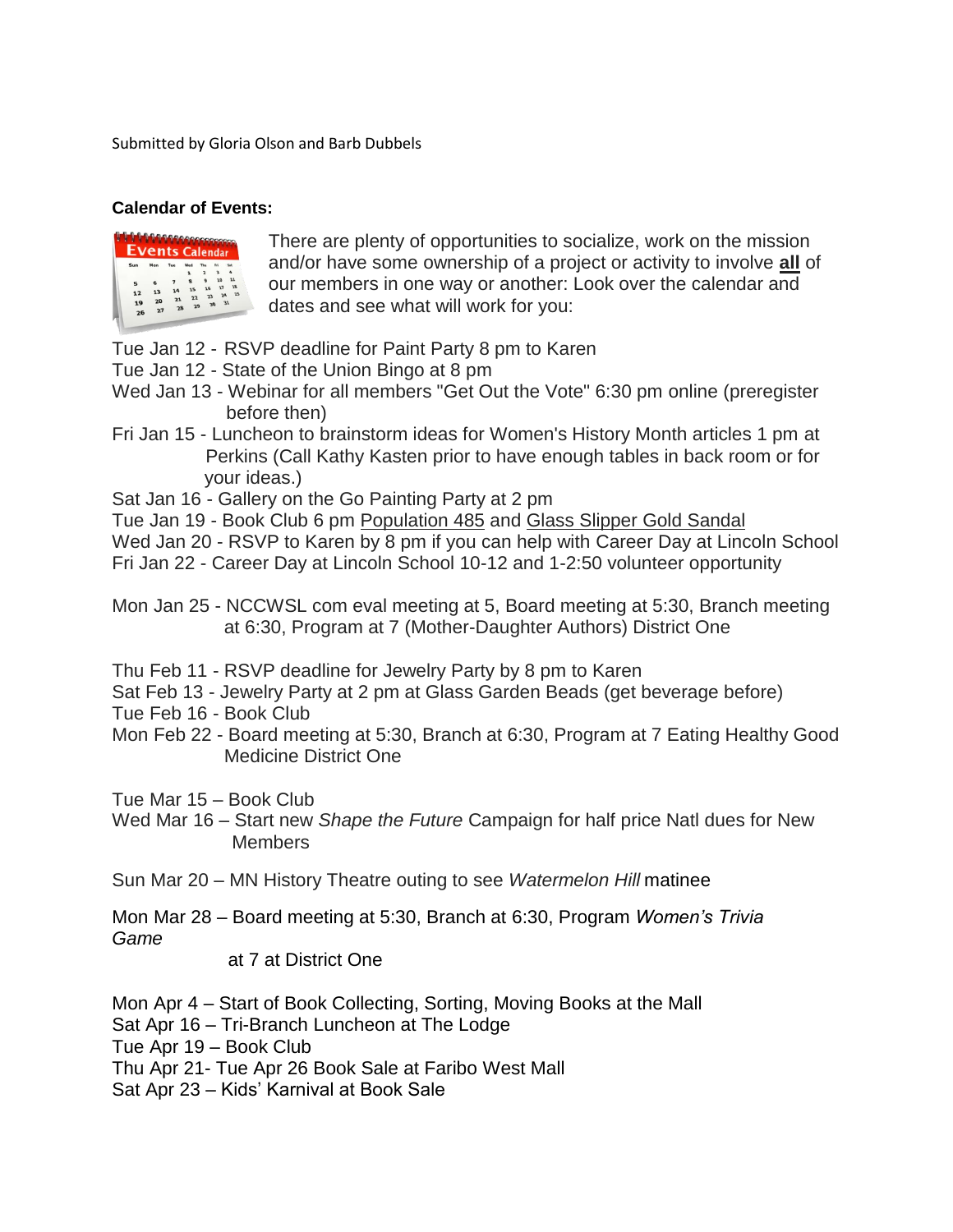Submitted by Gloria Olson and Barb Dubbels

**Calendar of Events:**

There are plenty of opportunities to socialize, work on the mission and/or have some ownership of a project or activity to involve **all** of our members in one way or another: Look over the calendar and dates and see what will work for you:

Tue Jan 12 - RSVP deadline for Paint Party 8 pm to Karen
Tue Jan 12 - State of the Union Bingo at 8 pm
Wed Jan 13 - Webinar for all members "Get Out the Vote" 6:30 pm online (preregister before then)
Fri Jan 15 - Luncheon to brainstorm ideas for Women's History Month articles 1 pm at Perkins (Call Kathy Kasten prior to have enough tables in back room or for your ideas.)
Sat Jan 16 - Gallery on the Go Painting Party at 2 pm
Tue Jan 19 - Book Club 6 pm Population 485 and Glass Slipper Gold Sandal
Wed Jan 20 - RSVP to Karen by 8 pm if you can help with Career Day at Lincoln School
Fri Jan 22 - Career Day at Lincoln School 10-12 and 1-2:50 volunteer opportunity

Mon Jan 25 - NCCWSL com eval meeting at 5, Board meeting at 5:30, Branch meeting at 6:30, Program at 7 (Mother-Daughter Authors) District One

Thu Feb 11 - RSVP deadline for Jewelry Party by 8 pm to Karen
Sat Feb 13 - Jewelry Party at 2 pm at Glass Garden Beads (get beverage before)
Tue Feb 16 - Book Club
Mon Feb 22 - Board meeting at 5:30, Branch at 6:30, Program at 7 Eating Healthy Good Medicine District One

Tue Mar 15 – Book Club
Wed Mar 16 – Start new *Shape the Future* Campaign for half price Natl dues for New Members

Sun Mar 20 – MN History Theatre outing to see *Watermelon Hill* matinee

Mon Mar 28 – Board meeting at 5:30, Branch at 6:30, Program *Women's Trivia Game* at 7 at District One

Mon Apr 4 – Start of Book Collecting, Sorting, Moving Books at the Mall
Sat Apr 16 – Tri-Branch Luncheon at The Lodge
Tue Apr 19 – Book Club
Thu Apr 21- Tue Apr 26 Book Sale at Faribo West Mall
Sat Apr 23 – Kids' Karnival at Book Sale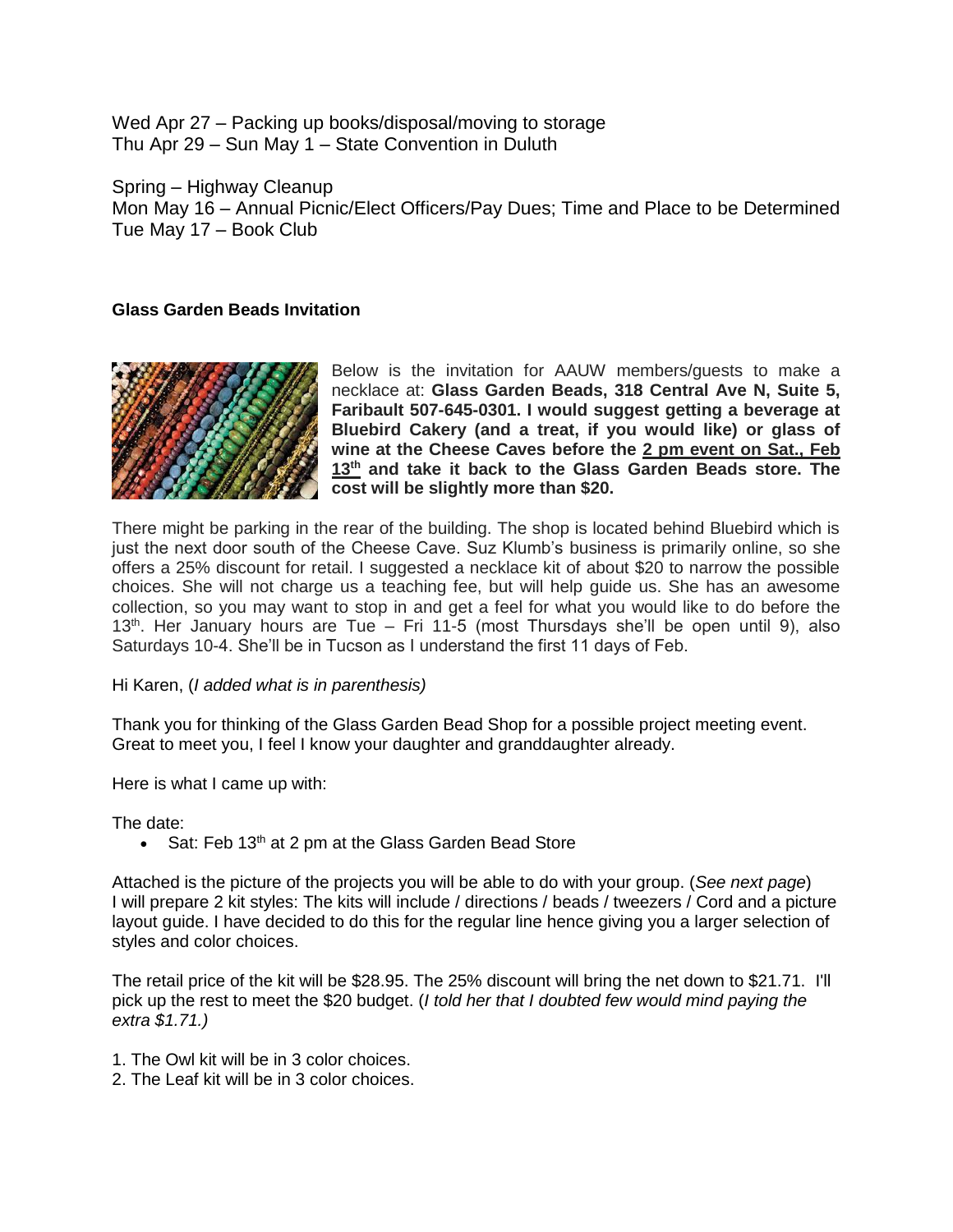Wed Apr 27 – Packing up books/disposal/moving to storage
Thu Apr 29 – Sun May 1 – State Convention in Duluth

Spring – Highway Cleanup
Mon May 16 – Annual Picnic/Elect Officers/Pay Dues; Time and Place to be Determined
Tue May 17 – Book Club

**Glass Garden Beads Invitation**

Below is the invitation for AAUW members/guests to make a necklace at: **Glass Garden Beads, 318 Central Ave N, Suite 5, Faribault 507-645-0301. I would suggest getting a beverage at Bluebird Cakery (and a treat, if you would like) or glass of wine at the Cheese Caves before the 2 pm event on Sat., Feb 13th and take it back to the Glass Garden Beads store. The cost will be slightly more than $20.**

There might be parking in the rear of the building. The shop is located behind Bluebird which is just the next door south of the Cheese Cave. Suz Klumb's business is primarily online, so she offers a 25% discount for retail. I suggested a necklace kit of about $20 to narrow the possible choices. She will not charge us a teaching fee, but will help guide us. She has an awesome collection, so you may want to stop in and get a feel for what you would like to do before the 13th. Her January hours are Tue – Fri 11-5 (most Thursdays she'll be open until 9), also Saturdays 10-4. She'll be in Tucson as I understand the first 11 days of Feb.

Hi Karen, (*I added what is in parenthesis)*

Thank you for thinking of the Glass Garden Bead Shop for a possible project meeting event. Great to meet you, I feel I know your daughter and granddaughter already.

Here is what I came up with:

The date:

- Sat: Feb 13th at 2 pm at the Glass Garden Bead Store

Attached is the picture of the projects you will be able to do with your group. (*See next page*)
I will prepare 2 kit styles: The kits will include / directions / beads / tweezers / Cord and a picture layout guide. I have decided to do this for the regular line hence giving you a larger selection of styles and color choices.

The retail price of the kit will be $28.95. The 25% discount will bring the net down to $21.71. I'll pick up the rest to meet the $20 budget. (*I told her that I doubted few would mind paying the extra $1.71.)*

1. The Owl kit will be in 3 color choices.
2. The Leaf kit will be in 3 color choices.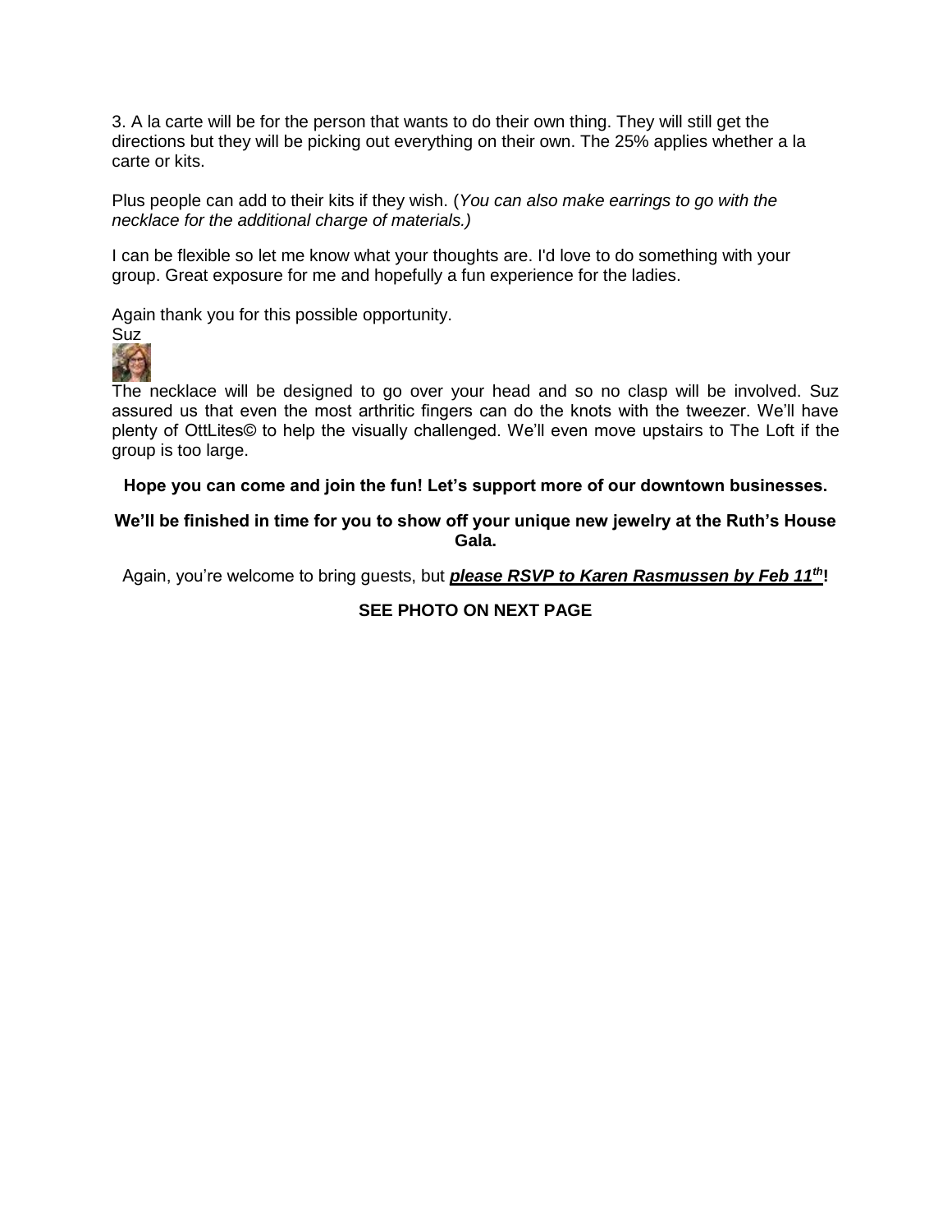3. A la carte will be for the person that wants to do their own thing. They will still get the directions but they will be picking out everything on their own. The 25% applies whether a la carte or kits.

Plus people can add to their kits if they wish. (*You can also make earrings to go with the necklace for the additional charge of materials.)*

I can be flexible so let me know what your thoughts are. I'd love to do something with your group. Great exposure for me and hopefully a fun experience for the ladies.

Again thank you for this possible opportunity.
Suz

The necklace will be designed to go over your head and so no clasp will be involved. Suz assured us that even the most arthritic fingers can do the knots with the tweezer. We'll have plenty of OttLites© to help the visually challenged. We'll even move upstairs to The Loft if the group is too large.

**Hope you can come and join the fun! Let's support more of our downtown businesses.**

**We'll be finished in time for you to show off your unique new jewelry at the Ruth's House Gala.**

Again, you're welcome to bring guests, but ***please RSVP to Karen Rasmussen by Feb 11th*!**

**SEE PHOTO ON NEXT PAGE**